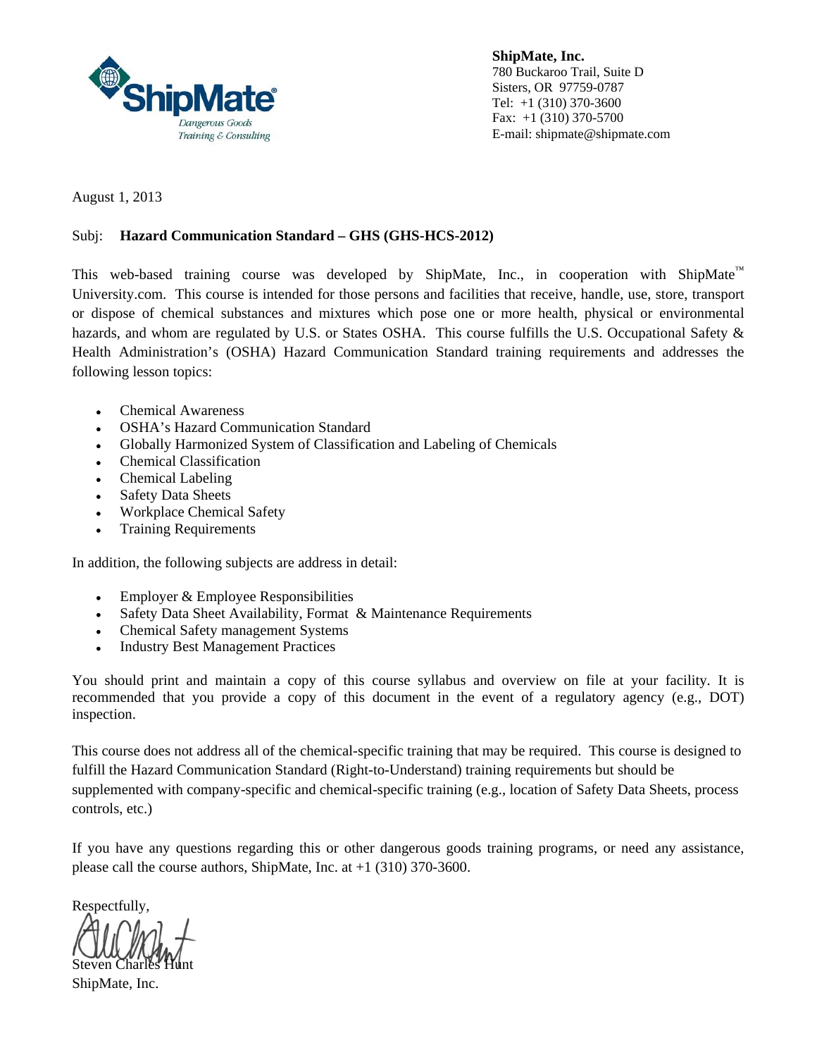**ShipMate, Inc.**
780 Buckaroo Trail, Suite D
Sisters, OR 97759-0787
Tel: +1 (310) 370-3600
Fax: +1 (310) 370-5700
E-mail: shipmate@shipmate.com

August 1, 2013

Subj: **Hazard Communication Standard – GHS (GHS-HCS-2012)**

This web-based training course was developed by ShipMate, Inc., in cooperation with ShipMate™ University.com. This course is intended for those persons and facilities that receive, handle, use, store, transport or dispose of chemical substances and mixtures which pose one or more health, physical or environmental hazards, and whom are regulated by U.S. or States OSHA. This course fulfills the U.S. Occupational Safety & Health Administration's (OSHA) Hazard Communication Standard training requirements and addresses the following lesson topics:

- Chemical Awareness
- OSHA's Hazard Communication Standard
- Globally Harmonized System of Classification and Labeling of Chemicals
- Chemical Classification
- Chemical Labeling
- Safety Data Sheets
- Workplace Chemical Safety
- Training Requirements

In addition, the following subjects are address in detail:

- Employer & Employee Responsibilities
- Safety Data Sheet Availability, Format & Maintenance Requirements
- Chemical Safety management Systems
- Industry Best Management Practices

You should print and maintain a copy of this course syllabus and overview on file at your facility. It is recommended that you provide a copy of this document in the event of a regulatory agency (e.g., DOT) inspection.

This course does not address all of the chemical-specific training that may be required. This course is designed to fulfill the Hazard Communication Standard (Right-to-Understand) training requirements but should be supplemented with company-specific and chemical-specific training (e.g., location of Safety Data Sheets, process controls, etc.)

If you have any questions regarding this or other dangerous goods training programs, or need any assistance, please call the course authors, ShipMate, Inc. at +1 (310) 370-3600.

Respectfully,

Steven Charles Hunt
ShipMate, Inc.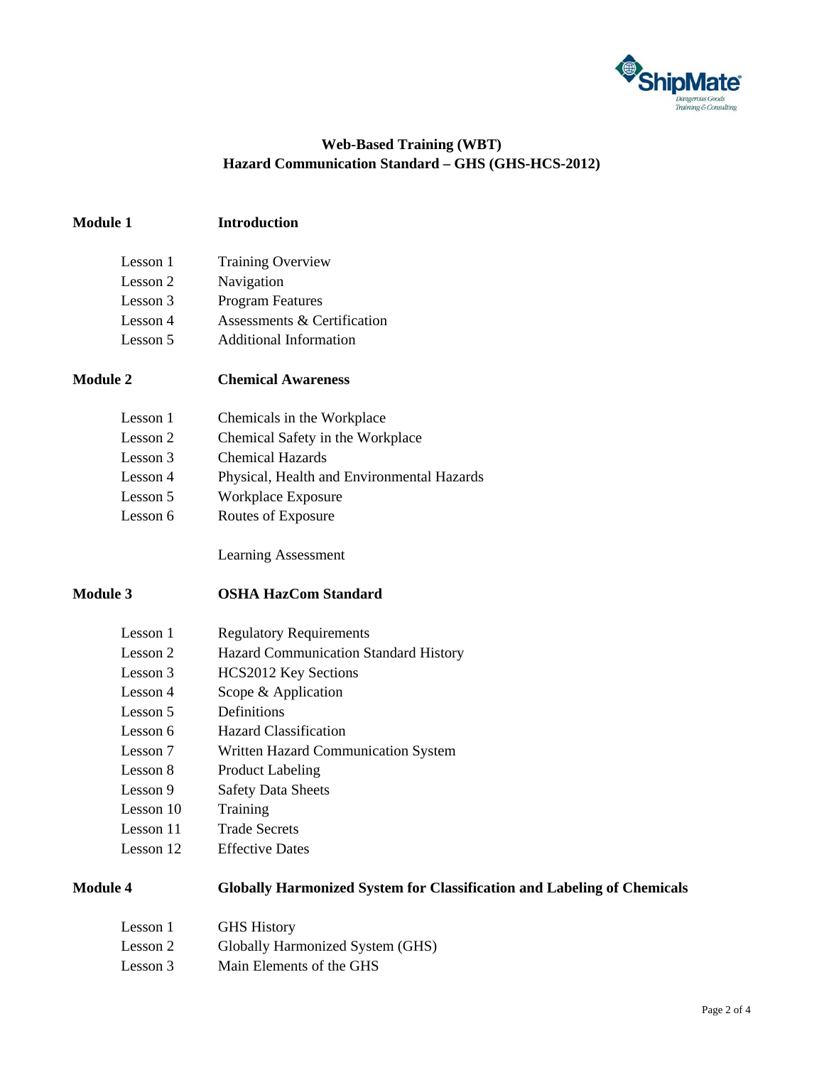# Web-Based Training (WBT)
# Hazard Communication Standard – GHS (GHS-HCS-2012)

## Module 1 Introduction

| | |
|---|---|
| Lesson 1 | Training Overview |
| Lesson 2 | Navigation |
| Lesson 3 | Program Features |
| Lesson 4 | Assessments & Certification |
| Lesson 5 | Additional Information |

## Module 2 Chemical Awareness

| | |
|---|---|
| Lesson 1 | Chemicals in the Workplace |
| Lesson 2 | Chemical Safety in the Workplace |
| Lesson 3 | Chemical Hazards |
| Lesson 4 | Physical, Health and Environmental Hazards |
| Lesson 5 | Workplace Exposure |
| Lesson 6 | Routes of Exposure |

Learning Assessment

## Module 3 OSHA HazCom Standard

| | |
|---|---|
| Lesson 1 | Regulatory Requirements |
| Lesson 2 | Hazard Communication Standard History |
| Lesson 3 | HCS2012 Key Sections |
| Lesson 4 | Scope & Application |
| Lesson 5 | Definitions |
| Lesson 6 | Hazard Classification |
| Lesson 7 | Written Hazard Communication System |
| Lesson 8 | Product Labeling |
| Lesson 9 | Safety Data Sheets |
| Lesson 10 | Training |
| Lesson 11 | Trade Secrets |
| Lesson 12 | Effective Dates |

## Module 4 Globally Harmonized System for Classification and Labeling of Chemicals

| | |
|---|---|
| Lesson 1 | GHS History |
| Lesson 2 | Globally Harmonized System (GHS) |
| Lesson 3 | Main Elements of the GHS |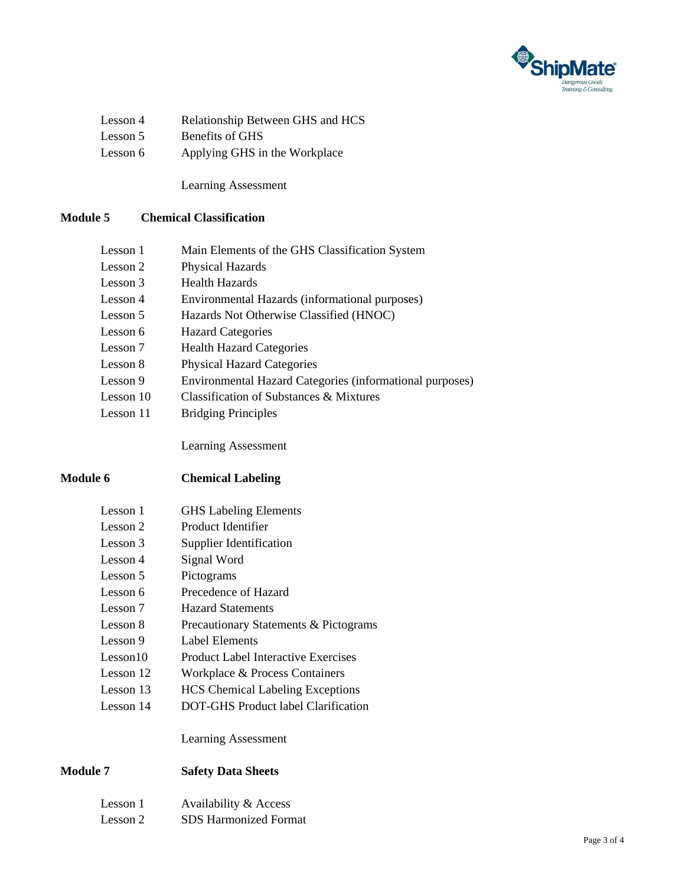| | |
|---|---|
| Lesson 4 | Relationship Between GHS and HCS |
| Lesson 5 | Benefits of GHS |
| Lesson 6 | Applying GHS in the Workplace |
| | Learning Assessment |

**Module 5 Chemical Classification**

| | |
|---|---|
| Lesson 1 | Main Elements of the GHS Classification System |
| Lesson 2 | Physical Hazards |
| Lesson 3 | Health Hazards |
| Lesson 4 | Environmental Hazards (informational purposes) |
| Lesson 5 | Hazards Not Otherwise Classified (HNOC) |
| Lesson 6 | Hazard Categories |
| Lesson 7 | Health Hazard Categories |
| Lesson 8 | Physical Hazard Categories |
| Lesson 9 | Environmental Hazard Categories (informational purposes) |
| Lesson 10 | Classification of Substances & Mixtures |
| Lesson 11 | Bridging Principles |
| | Learning Assessment |

**Module 6 Chemical Labeling**

| | |
|---|---|
| Lesson 1 | GHS Labeling Elements |
| Lesson 2 | Product Identifier |
| Lesson 3 | Supplier Identification |
| Lesson 4 | Signal Word |
| Lesson 5 | Pictograms |
| Lesson 6 | Precedence of Hazard |
| Lesson 7 | Hazard Statements |
| Lesson 8 | Precautionary Statements & Pictograms |
| Lesson 9 | Label Elements |
| Lesson10 | Product Label Interactive Exercises |
| Lesson 12 | Workplace & Process Containers |
| Lesson 13 | HCS Chemical Labeling Exceptions |
| Lesson 14 | DOT-GHS Product label Clarification |
| | Learning Assessment |

**Module 7 Safety Data Sheets**

| | |
|---|---|
| Lesson 1 | Availability & Access |
| Lesson 2 | SDS Harmonized Format |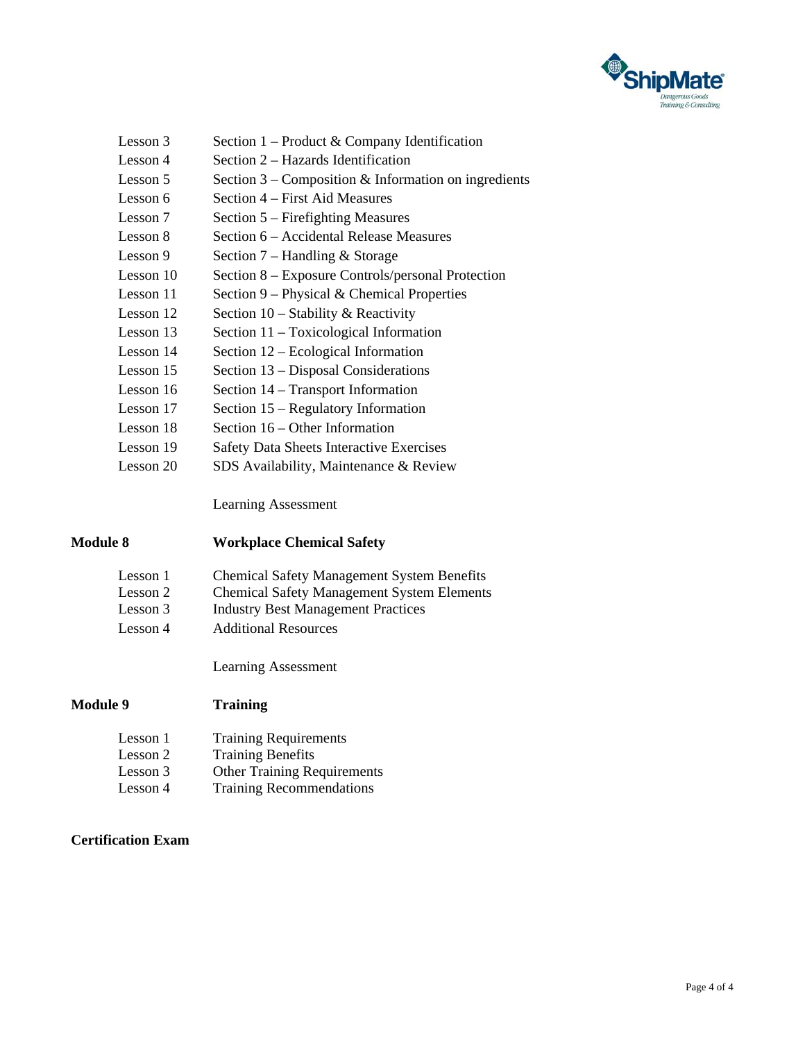| | |
|---|---|
| Lesson 3 | Section 1 – Product & Company Identification |
| Lesson 4 | Section 2 – Hazards Identification |
| Lesson 5 | Section 3 – Composition & Information on ingredients |
| Lesson 6 | Section 4 – First Aid Measures |
| Lesson 7 | Section 5 – Firefighting Measures |
| Lesson 8 | Section 6 – Accidental Release Measures |
| Lesson 9 | Section 7 – Handling & Storage |
| Lesson 10 | Section 8 – Exposure Controls/personal Protection |
| Lesson 11 | Section 9 – Physical & Chemical Properties |
| Lesson 12 | Section 10 – Stability & Reactivity |
| Lesson 13 | Section 11 – Toxicological Information |
| Lesson 14 | Section 12 – Ecological Information |
| Lesson 15 | Section 13 – Disposal Considerations |
| Lesson 16 | Section 14 – Transport Information |
| Lesson 17 | Section 15 – Regulatory Information |
| Lesson 18 | Section 16 – Other Information |
| Lesson 19 | Safety Data Sheets Interactive Exercises |
| Lesson 20 | SDS Availability, Maintenance & Review |

Learning Assessment

**Module 8 — Workplace Chemical Safety**

| | |
|---|---|
| Lesson 1 | Chemical Safety Management System Benefits |
| Lesson 2 | Chemical Safety Management System Elements |
| Lesson 3 | Industry Best Management Practices |
| Lesson 4 | Additional Resources |

Learning Assessment

**Module 9 — Training**

| | |
|---|---|
| Lesson 1 | Training Requirements |
| Lesson 2 | Training Benefits |
| Lesson 3 | Other Training Requirements |
| Lesson 4 | Training Recommendations |

**Certification Exam**